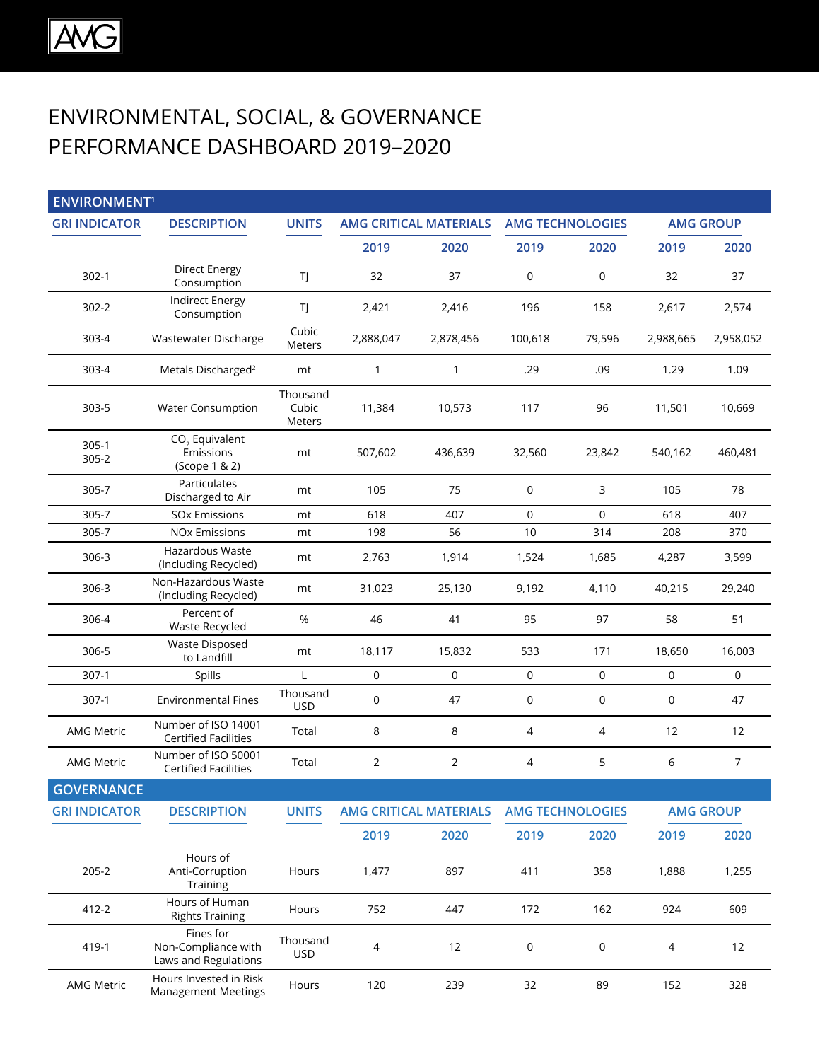# ENVIRONMENTAL, SOCIAL, & GOVERNANCE PERFORMANCE DASHBOARD 2019–2020

## ENVIRONMENT[1]

| GRI INDICATOR | DESCRIPTION | UNITS | AMG CRITICAL MATERIALS | | AMG TECHNOLOGIES | | AMG GROUP | |
|---|---|---|---|---|---|---|---|---|
| | | | 2019 | 2020 | 2019 | 2020 | 2019 | 2020 |
| 302-1 | Direct Energy Consumption | TJ | 32 | 37 | 0 | 0 | 32 | 37 |
| 302-2 | Indirect Energy Consumption | TJ | 2,421 | 2,416 | 196 | 158 | 2,617 | 2,574 |
| 303-4 | Wastewater Discharge | Cubic Meters | 2,888,047 | 2,878,456 | 100,618 | 79,596 | 2,988,665 | 2,958,052 |
| 303-4 | Metals Discharged[2] | mt | 1 | 1 | .29 | .09 | 1.29 | 1.09 |
| 303-5 | Water Consumption | Thousand Cubic Meters | 11,384 | 10,573 | 117 | 96 | 11,501 | 10,669 |
| 305-1 305-2 | $CO_2$ Equivalent Emissions (Scope 1 & 2) | mt | 507,602 | 436,639 | 32,560 | 23,842 | 540,162 | 460,481 |
| 305-7 | Particulates Discharged to Air | mt | 105 | 75 | 0 | 3 | 105 | 78 |
| 305-7 | SOx Emissions | mt | 618 | 407 | 0 | 0 | 618 | 407 |
| 305-7 | NOx Emissions | mt | 198 | 56 | 10 | 314 | 208 | 370 |
| 306-3 | Hazardous Waste (Including Recycled) | mt | 2,763 | 1,914 | 1,524 | 1,685 | 4,287 | 3,599 |
| 306-3 | Non-Hazardous Waste (Including Recycled) | mt | 31,023 | 25,130 | 9,192 | 4,110 | 40,215 | 29,240 |
| 306-4 | Percent of Waste Recycled | % | 46 | 41 | 95 | 97 | 58 | 51 |
| 306-5 | Waste Disposed to Landfill | mt | 18,117 | 15,832 | 533 | 171 | 18,650 | 16,003 |
| 307-1 | Spills | L | 0 | 0 | 0 | 0 | 0 | 0 |
| 307-1 | Environmental Fines | Thousand USD | 0 | 47 | 0 | 0 | 0 | 47 |
| AMG Metric | Number of ISO 14001 Certified Facilities | Total | 8 | 8 | 4 | 4 | 12 | 12 |
| AMG Metric | Number of ISO 50001 Certified Facilities | Total | 2 | 2 | 4 | 5 | 6 | 7 |

## GOVERNANCE

| GRI INDICATOR | DESCRIPTION | UNITS | AMG CRITICAL MATERIALS | | AMG TECHNOLOGIES | | AMG GROUP | |
|---|---|---|---|---|---|---|---|---|
| | | | 2019 | 2020 | 2019 | 2020 | 2019 | 2020 |
| 205-2 | Hours of Anti-Corruption Training | Hours | 1,477 | 897 | 411 | 358 | 1,888 | 1,255 |
| 412-2 | Hours of Human Rights Training | Hours | 752 | 447 | 172 | 162 | 924 | 609 |
| 419-1 | Fines for Non-Compliance with Laws and Regulations | Thousand USD | 4 | 12 | 0 | 0 | 4 | 12 |
| AMG Metric | Hours Invested in Risk Management Meetings | Hours | 120 | 239 | 32 | 89 | 152 | 328 |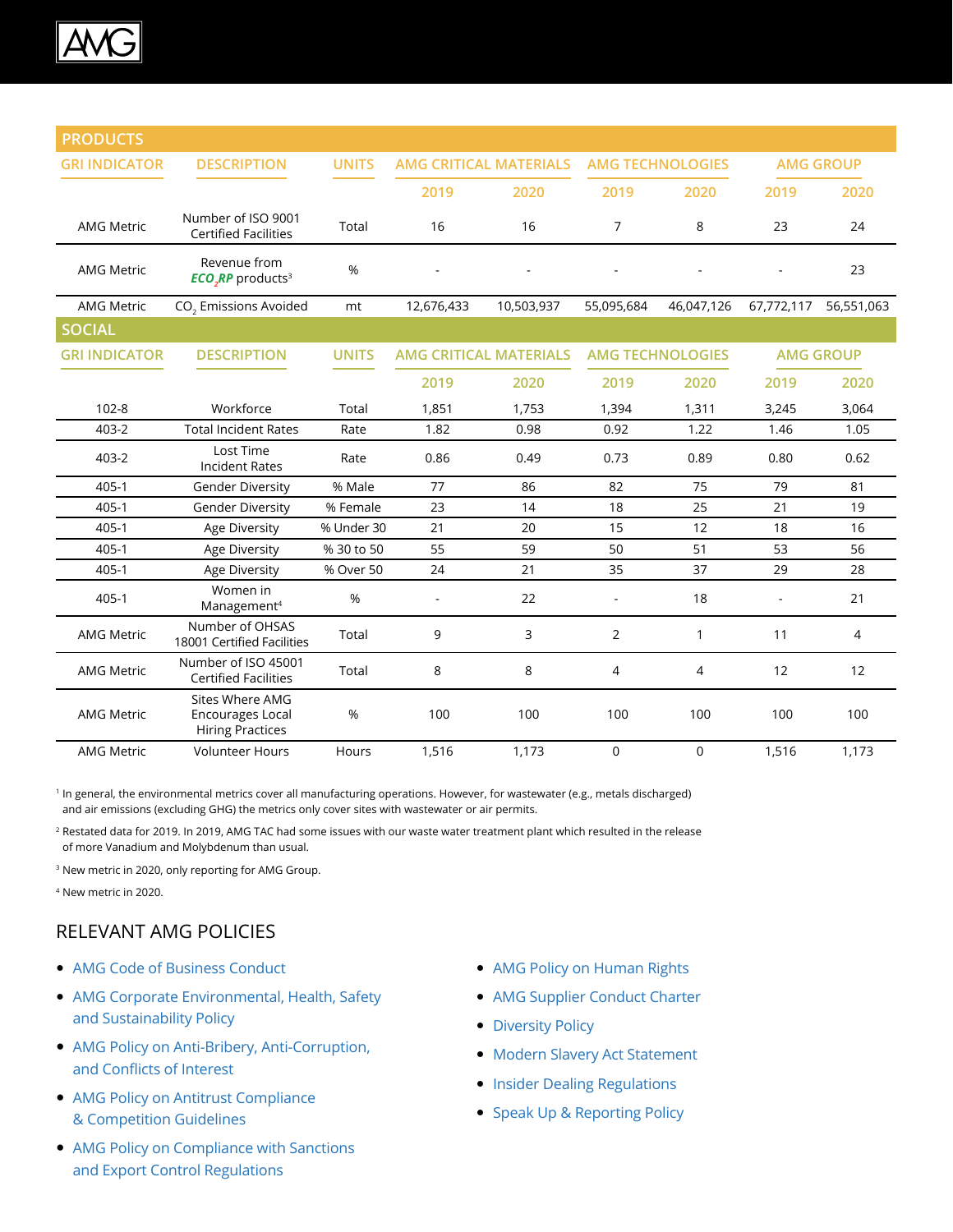## PRODUCTS

| GRI INDICATOR | DESCRIPTION | UNITS | AMG CRITICAL MATERIALS | | AMG TECHNOLOGIES | | AMG GROUP | |
|---|---|---|---|---|---|---|---|---|
| | | | 2019 | 2020 | 2019 | 2020 | 2019 | 2020 |
| AMG Metric | Number of ISO 9001 Certified Facilities | Total | 16 | 16 | 7 | 8 | 23 | 24 |
| AMG Metric | Revenue from ***ECO$_2$RP*** products[3] | % | - | - | - | - | - | 23 |
| AMG Metric | $CO_2$ Emissions Avoided | mt | 12,676,433 | 10,503,937 | 55,095,684 | 46,047,126 | 67,772,117 | 56,551,063 |

## SOCIAL

| GRI INDICATOR | DESCRIPTION | UNITS | AMG CRITICAL MATERIALS | | AMG TECHNOLOGIES | | AMG GROUP | |
|---|---|---|---|---|---|---|---|---|
| | | | 2019 | 2020 | 2019 | 2020 | 2019 | 2020 |
| 102-8 | Workforce | Total | 1,851 | 1,753 | 1,394 | 1,311 | 3,245 | 3,064 |
| 403-2 | Total Incident Rates | Rate | 1.82 | 0.98 | 0.92 | 1.22 | 1.46 | 1.05 |
| 403-2 | Lost Time Incident Rates | Rate | 0.86 | 0.49 | 0.73 | 0.89 | 0.80 | 0.62 |
| 405-1 | Gender Diversity | % Male | 77 | 86 | 82 | 75 | 79 | 81 |
| 405-1 | Gender Diversity | % Female | 23 | 14 | 18 | 25 | 21 | 19 |
| 405-1 | Age Diversity | % Under 30 | 21 | 20 | 15 | 12 | 18 | 16 |
| 405-1 | Age Diversity | % 30 to 50 | 55 | 59 | 50 | 51 | 53 | 56 |
| 405-1 | Age Diversity | % Over 50 | 24 | 21 | 35 | 37 | 29 | 28 |
| 405-1 | Women in Management[4] | % | - | 22 | - | 18 | - | 21 |
| AMG Metric | Number of OHSAS 18001 Certified Facilities | Total | 9 | 3 | 2 | 1 | 11 | 4 |
| AMG Metric | Number of ISO 45001 Certified Facilities | Total | 8 | 8 | 4 | 4 | 12 | 12 |
| AMG Metric | Sites Where AMG Encourages Local Hiring Practices | % | 100 | 100 | 100 | 100 | 100 | 100 |
| AMG Metric | Volunteer Hours | Hours | 1,516 | 1,173 | 0 | 0 | 1,516 | 1,173 |

[1] In general, the environmental metrics cover all manufacturing operations. However, for wastewater (e.g., metals discharged) and air emissions (excluding GHG) the metrics only cover sites with wastewater or air permits.

[2] Restated data for 2019. In 2019, AMG TAC had some issues with our waste water treatment plant which resulted in the release of more Vanadium and Molybdenum than usual.

[3] New metric in 2020, only reporting for AMG Group.

[4] New metric in 2020.

## RELEVANT AMG POLICIES

- AMG Code of Business Conduct
- AMG Corporate Environmental, Health, Safety and Sustainability Policy
- AMG Policy on Anti-Bribery, Anti-Corruption, and Conflicts of Interest
- AMG Policy on Antitrust Compliance & Competition Guidelines
- AMG Policy on Compliance with Sanctions and Export Control Regulations
- AMG Policy on Human Rights
- AMG Supplier Conduct Charter
- Diversity Policy
- Modern Slavery Act Statement
- Insider Dealing Regulations
- Speak Up & Reporting Policy